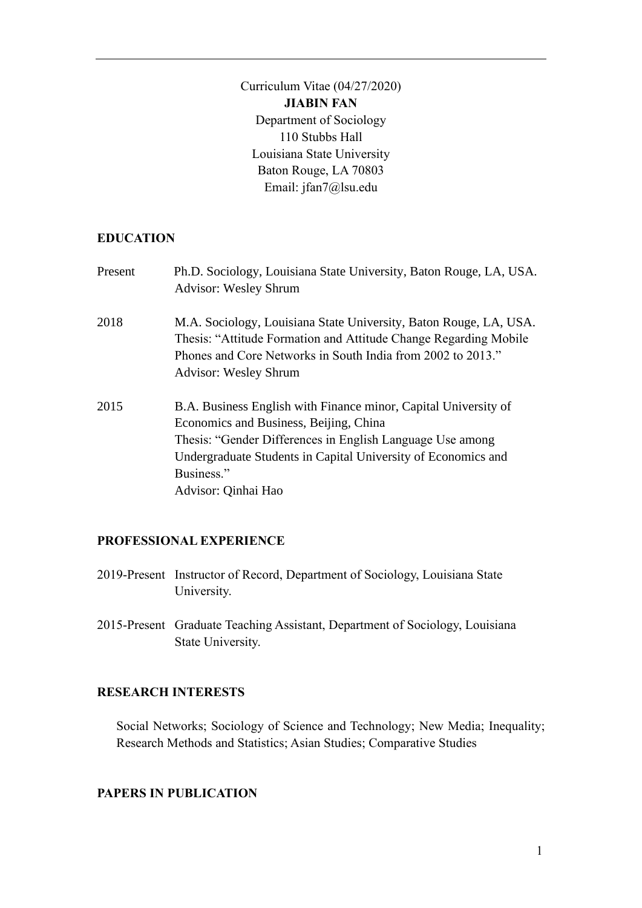Curriculum Vitae (04/27/2020)

**JIABIN FAN**

Department of Sociology
110 Stubbs Hall
Louisiana State University
Baton Rouge, LA 70803
Email: jfan7@lsu.edu

## EDUCATION

Present — Ph.D. Sociology, Louisiana State University, Baton Rouge, LA, USA.
Advisor: Wesley Shrum

2018 — M.A. Sociology, Louisiana State University, Baton Rouge, LA, USA.
Thesis: "Attitude Formation and Attitude Change Regarding Mobile Phones and Core Networks in South India from 2002 to 2013."
Advisor: Wesley Shrum

2015 — B.A. Business English with Finance minor, Capital University of Economics and Business, Beijing, China
Thesis: "Gender Differences in English Language Use among Undergraduate Students in Capital University of Economics and Business."
Advisor: Qinhai Hao

## PROFESSIONAL EXPERIENCE

2019-Present — Instructor of Record, Department of Sociology, Louisiana State University.

2015-Present — Graduate Teaching Assistant, Department of Sociology, Louisiana State University.

## RESEARCH INTERESTS

Social Networks; Sociology of Science and Technology; New Media; Inequality; Research Methods and Statistics; Asian Studies; Comparative Studies

## PAPERS IN PUBLICATION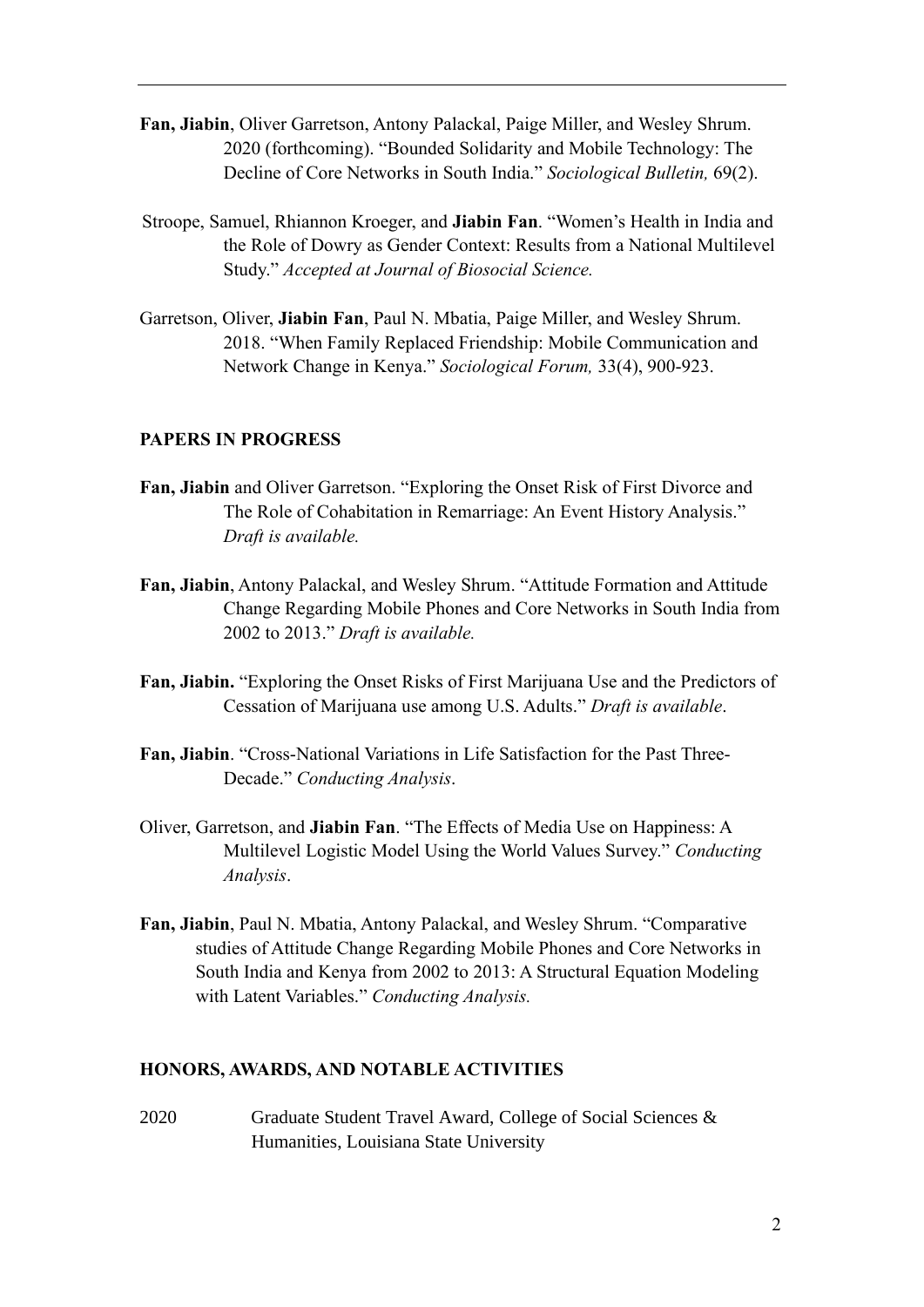**Fan, Jiabin**, Oliver Garretson, Antony Palackal, Paige Miller, and Wesley Shrum. 2020 (forthcoming). "Bounded Solidarity and Mobile Technology: The Decline of Core Networks in South India." *Sociological Bulletin,* 69(2).

Stroope, Samuel, Rhiannon Kroeger, and **Jiabin Fan**. "Women's Health in India and the Role of Dowry as Gender Context: Results from a National Multilevel Study." *Accepted at Journal of Biosocial Science.*

Garretson, Oliver, **Jiabin Fan**, Paul N. Mbatia, Paige Miller, and Wesley Shrum. 2018. "When Family Replaced Friendship: Mobile Communication and Network Change in Kenya." *Sociological Forum,* 33(4), 900-923.

**PAPERS IN PROGRESS**

**Fan, Jiabin** and Oliver Garretson. "Exploring the Onset Risk of First Divorce and The Role of Cohabitation in Remarriage: An Event History Analysis." *Draft is available.*

**Fan, Jiabin**, Antony Palackal, and Wesley Shrum. "Attitude Formation and Attitude Change Regarding Mobile Phones and Core Networks in South India from 2002 to 2013." *Draft is available.*

**Fan, Jiabin.** "Exploring the Onset Risks of First Marijuana Use and the Predictors of Cessation of Marijuana use among U.S. Adults." *Draft is available*.

**Fan, Jiabin**. "Cross-National Variations in Life Satisfaction for the Past Three-Decade." *Conducting Analysis*.

Oliver, Garretson, and **Jiabin Fan**. "The Effects of Media Use on Happiness: A Multilevel Logistic Model Using the World Values Survey." *Conducting Analysis*.

**Fan, Jiabin**, Paul N. Mbatia, Antony Palackal, and Wesley Shrum. "Comparative studies of Attitude Change Regarding Mobile Phones and Core Networks in South India and Kenya from 2002 to 2013: A Structural Equation Modeling with Latent Variables." *Conducting Analysis.*

**HONORS, AWARDS, AND NOTABLE ACTIVITIES**

2020 Graduate Student Travel Award, College of Social Sciences & Humanities, Louisiana State University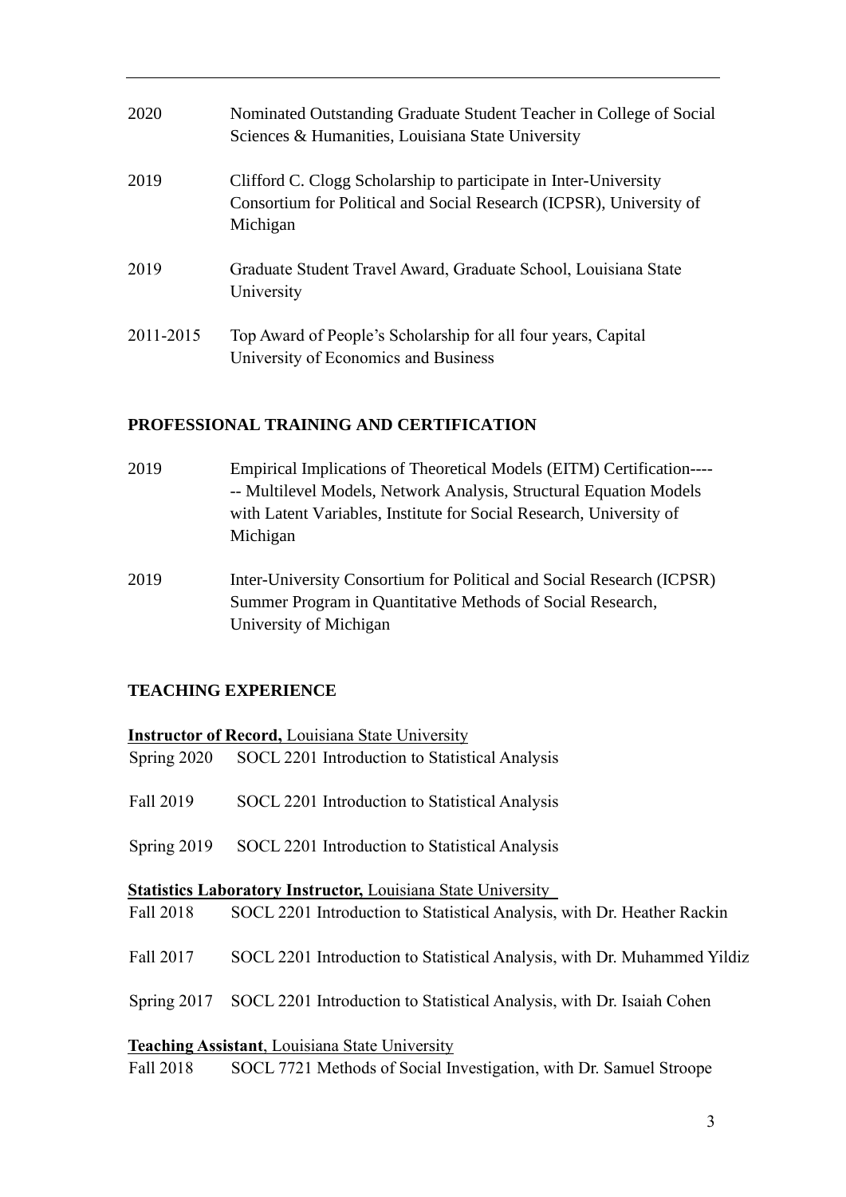---

2020 Nominated Outstanding Graduate Student Teacher in College of Social Sciences & Humanities, Louisiana State University

2019 Clifford C. Clogg Scholarship to participate in Inter-University Consortium for Political and Social Research (ICPSR), University of Michigan

2019 Graduate Student Travel Award, Graduate School, Louisiana State University

2011-2015 Top Award of People's Scholarship for all four years, Capital University of Economics and Business

## PROFESSIONAL TRAINING AND CERTIFICATION

2019 Empirical Implications of Theoretical Models (EITM) Certification------ Multilevel Models, Network Analysis, Structural Equation Models with Latent Variables, Institute for Social Research, University of Michigan

2019 Inter-University Consortium for Political and Social Research (ICPSR) Summer Program in Quantitative Methods of Social Research, University of Michigan

## TEACHING EXPERIENCE

**Instructor of Record,** Louisiana State University

Spring 2020 SOCL 2201 Introduction to Statistical Analysis

Fall 2019 SOCL 2201 Introduction to Statistical Analysis

Spring 2019 SOCL 2201 Introduction to Statistical Analysis

**Statistics Laboratory Instructor,** Louisiana State University

Fall 2018 SOCL 2201 Introduction to Statistical Analysis, with Dr. Heather Rackin

Fall 2017 SOCL 2201 Introduction to Statistical Analysis, with Dr. Muhammed Yildiz

Spring 2017 SOCL 2201 Introduction to Statistical Analysis, with Dr. Isaiah Cohen

**Teaching Assistant**, Louisiana State University

Fall 2018 SOCL 7721 Methods of Social Investigation, with Dr. Samuel Stroope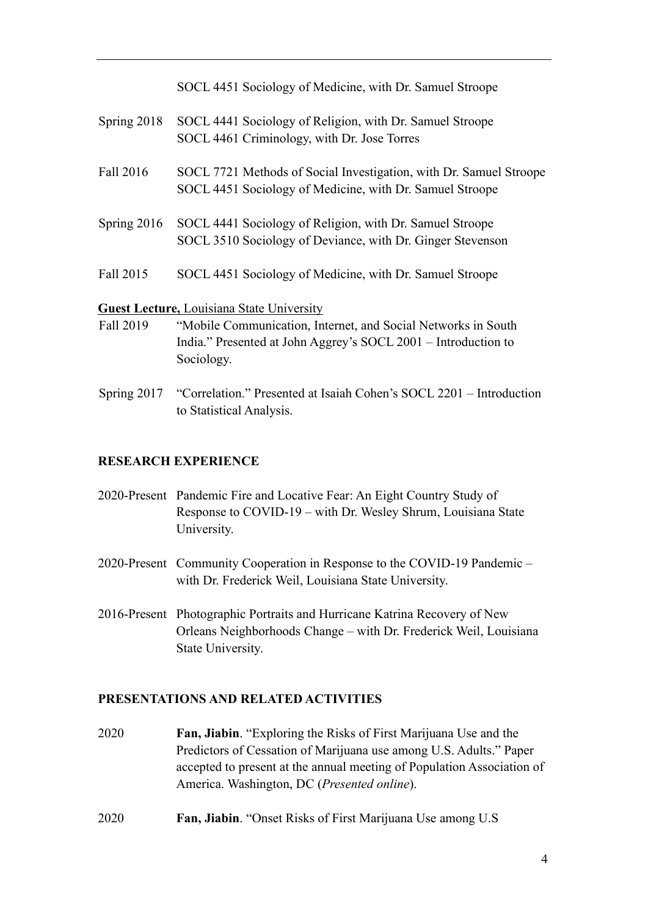SOCL 4451 Sociology of Medicine, with Dr. Samuel Stroope

Spring 2018 SOCL 4441 Sociology of Religion, with Dr. Samuel Stroope
SOCL 4461 Criminology, with Dr. Jose Torres

Fall 2016 SOCL 7721 Methods of Social Investigation, with Dr. Samuel Stroope
SOCL 4451 Sociology of Medicine, with Dr. Samuel Stroope

Spring 2016 SOCL 4441 Sociology of Religion, with Dr. Samuel Stroope
SOCL 3510 Sociology of Deviance, with Dr. Ginger Stevenson

Fall 2015 SOCL 4451 Sociology of Medicine, with Dr. Samuel Stroope

**Guest Lecture,** Louisiana State University

Fall 2019 "Mobile Communication, Internet, and Social Networks in South India." Presented at John Aggrey's SOCL 2001 – Introduction to Sociology.

Spring 2017 "Correlation." Presented at Isaiah Cohen's SOCL 2201 – Introduction to Statistical Analysis.

**RESEARCH EXPERIENCE**

2020-Present Pandemic Fire and Locative Fear: An Eight Country Study of Response to COVID-19 – with Dr. Wesley Shrum, Louisiana State University.

2020-Present Community Cooperation in Response to the COVID-19 Pandemic – with Dr. Frederick Weil, Louisiana State University.

2016-Present Photographic Portraits and Hurricane Katrina Recovery of New Orleans Neighborhoods Change – with Dr. Frederick Weil, Louisiana State University.

**PRESENTATIONS AND RELATED ACTIVITIES**

2020 **Fan, Jiabin**. "Exploring the Risks of First Marijuana Use and the Predictors of Cessation of Marijuana use among U.S. Adults." Paper accepted to present at the annual meeting of Population Association of America. Washington, DC (*Presented online*).

2020 **Fan, Jiabin**. "Onset Risks of First Marijuana Use among U.S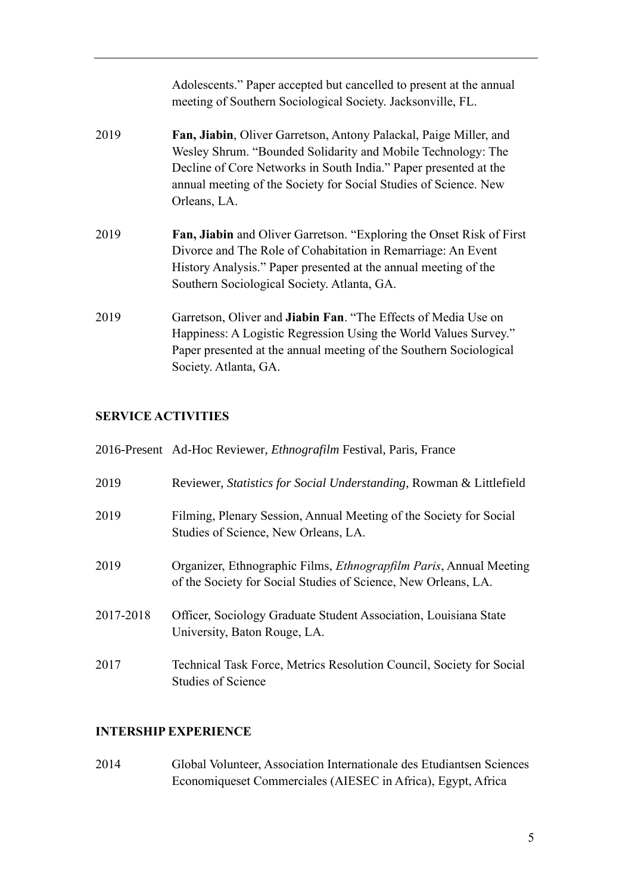Adolescents." Paper accepted but cancelled to present at the annual meeting of Southern Sociological Society. Jacksonville, FL.

2019 **Fan, Jiabin**, Oliver Garretson, Antony Palackal, Paige Miller, and Wesley Shrum. "Bounded Solidarity and Mobile Technology: The Decline of Core Networks in South India." Paper presented at the annual meeting of the Society for Social Studies of Science. New Orleans, LA.

2019 **Fan, Jiabin** and Oliver Garretson. "Exploring the Onset Risk of First Divorce and The Role of Cohabitation in Remarriage: An Event History Analysis." Paper presented at the annual meeting of the Southern Sociological Society. Atlanta, GA.

2019 Garretson, Oliver and **Jiabin Fan**. "The Effects of Media Use on Happiness: A Logistic Regression Using the World Values Survey." Paper presented at the annual meeting of the Southern Sociological Society. Atlanta, GA.

## SERVICE ACTIVITIES

2016-Present Ad-Hoc Reviewer, *Ethnografilm* Festival, Paris, France

2019 Reviewer, *Statistics for Social Understanding*, Rowman & Littlefield

2019 Filming, Plenary Session, Annual Meeting of the Society for Social Studies of Science, New Orleans, LA.

2019 Organizer, Ethnographic Films, *Ethnograpfilm Paris*, Annual Meeting of the Society for Social Studies of Science, New Orleans, LA.

2017-2018 Officer, Sociology Graduate Student Association, Louisiana State University, Baton Rouge, LA.

2017 Technical Task Force, Metrics Resolution Council, Society for Social Studies of Science

## INTERSHIP EXPERIENCE

2014 Global Volunteer, Association Internationale des Etudiantsen Sciences Economiqueset Commerciales (AIESEC in Africa), Egypt, Africa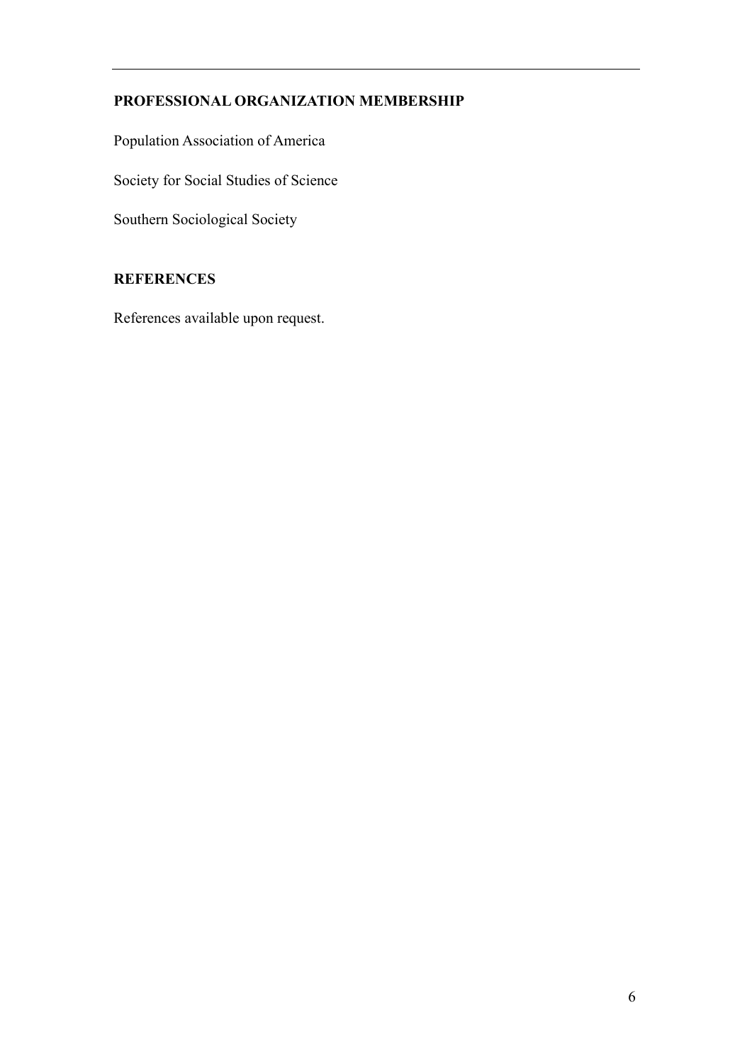## PROFESSIONAL ORGANIZATION MEMBERSHIP

Population Association of America

Society for Social Studies of Science

Southern Sociological Society

## REFERENCES

References available upon request.